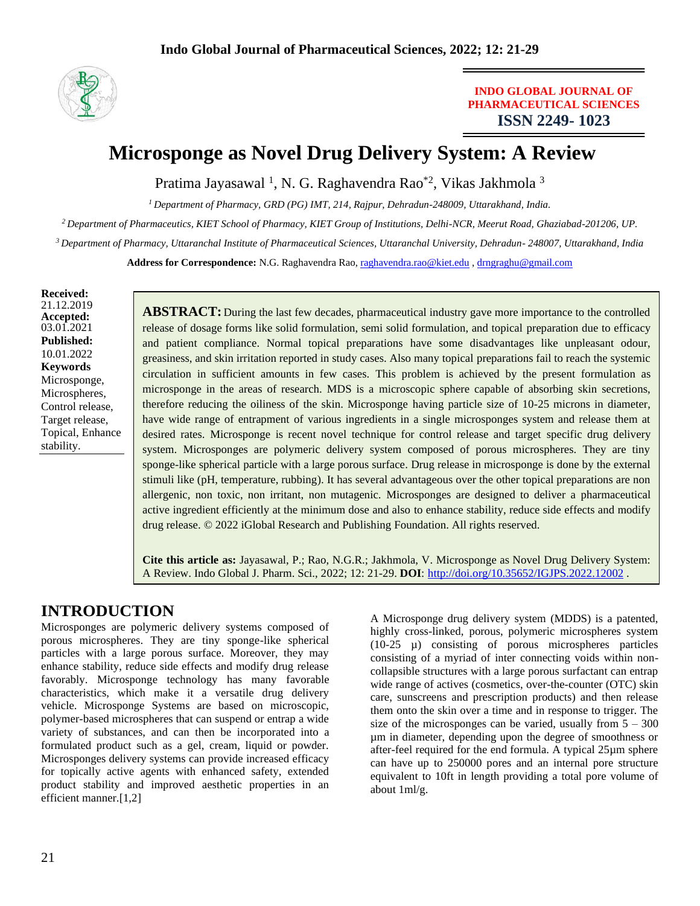**INDO GLOBAL JOURNAL OF PHARMACEUTICAL SCIENCES**
**ISSN 2249- 1023**

# Microsponge as Novel Drug Delivery System: A Review

Pratima Jayasawal [1], N. G. Raghavendra Rao[*2], Vikas Jakhmola [3]

[1] *Department of Pharmacy, GRD (PG) IMT, 214, Rajpur, Dehradun-248009, Uttarakhand, India.*

[2] *Department of Pharmaceutics, KIET School of Pharmacy, KIET Group of Institutions, Delhi-NCR, Meerut Road, Ghaziabad-201206, UP.*

[3] *Department of Pharmacy, Uttaranchal Institute of Pharmaceutical Sciences, Uttaranchal University, Dehradun- 248007, Uttarakhand, India*

**Address for Correspondence:** N.G. Raghavendra Rao, raghavendra.rao@kiet.edu , drngraghu@gmail.com

**Received:** 21.12.2019
**Accepted:** 03.01.2021
**Published:** 10.01.2022

**Keywords**
Microsponge, Microspheres, Control release, Target release, Topical, Enhance stability.

**ABSTRACT:** During the last few decades, pharmaceutical industry gave more importance to the controlled release of dosage forms like solid formulation, semi solid formulation, and topical preparation due to efficacy and patient compliance. Normal topical preparations have some disadvantages like unpleasant odour, greasiness, and skin irritation reported in study cases. Also many topical preparations fail to reach the systemic circulation in sufficient amounts in few cases. This problem is achieved by the present formulation as microsponge in the areas of research. MDS is a microscopic sphere capable of absorbing skin secretions, therefore reducing the oiliness of the skin. Microsponge having particle size of 10-25 microns in diameter, have wide range of entrapment of various ingredients in a single microsponges system and release them at desired rates. Microsponge is recent novel technique for control release and target specific drug delivery system. Microsponges are polymeric delivery system composed of porous microspheres. They are tiny sponge-like spherical particle with a large porous surface. Drug release in microsponge is done by the external stimuli like (pH, temperature, rubbing). It has several advantageous over the other topical preparations are non allergenic, non toxic, non irritant, non mutagenic. Microsponges are designed to deliver a pharmaceutical active ingredient efficiently at the minimum dose and also to enhance stability, reduce side effects and modify drug release. © 2022 iGlobal Research and Publishing Foundation. All rights reserved.

**Cite this article as:** Jayasawal, P.; Rao, N.G.R.; Jakhmola, V. Microsponge as Novel Drug Delivery System: A Review. Indo Global J. Pharm. Sci., 2022; 12: 21-29. **DOI**: http://doi.org/10.35652/IGJPS.2022.12002 .

## INTRODUCTION

Microsponges are polymeric delivery systems composed of porous microspheres. They are tiny sponge-like spherical particles with a large porous surface. Moreover, they may enhance stability, reduce side effects and modify drug release favorably. Microsponge technology has many favorable characteristics, which make it a versatile drug delivery vehicle. Microsponge Systems are based on microscopic, polymer-based microspheres that can suspend or entrap a wide variety of substances, and can then be incorporated into a formulated product such as a gel, cream, liquid or powder. Microsponges delivery systems can provide increased efficacy for topically active agents with enhanced safety, extended product stability and improved aesthetic properties in an efficient manner.[1,2]

A Microsponge drug delivery system (MDDS) is a patented, highly cross-linked, porous, polymeric microspheres system (10-25 µ) consisting of porous microspheres particles consisting of a myriad of inter connecting voids within non-collapsible structures with a large porous surfactant can entrap wide range of actives (cosmetics, over-the-counter (OTC) skin care, sunscreens and prescription products) and then release them onto the skin over a time and in response to trigger. The size of the microsponges can be varied, usually from 5 – 300 µm in diameter, depending upon the degree of smoothness or after-feel required for the end formula. A typical 25µm sphere can have up to 250000 pores and an internal pore structure equivalent to 10ft in length providing a total pore volume of about 1ml/g.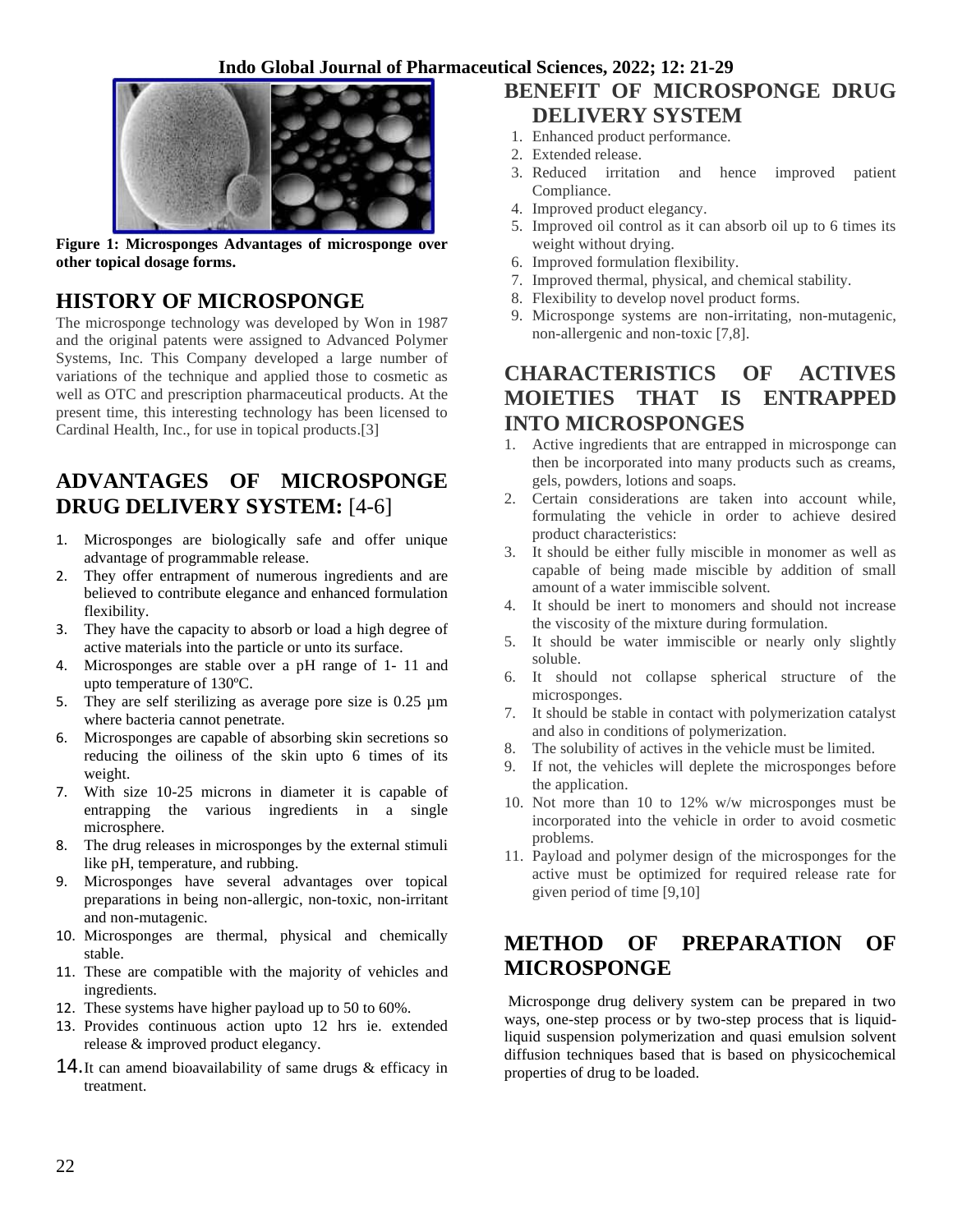**Figure 1: Microsponges Advantages of microsponge over other topical dosage forms.**

## HISTORY OF MICROSPONGE

The microsponge technology was developed by Won in 1987 and the original patents were assigned to Advanced Polymer Systems, Inc. This Company developed a large number of variations of the technique and applied those to cosmetic as well as OTC and prescription pharmaceutical products. At the present time, this interesting technology has been licensed to Cardinal Health, Inc., for use in topical products.[3]

## ADVANTAGES OF MICROSPONGE DRUG DELIVERY SYSTEM: [4-6]

1. Microsponges are biologically safe and offer unique advantage of programmable release.
2. They offer entrapment of numerous ingredients and are believed to contribute elegance and enhanced formulation flexibility.
3. They have the capacity to absorb or load a high degree of active materials into the particle or unto its surface.
4. Microsponges are stable over a pH range of 1- 11 and upto temperature of 130ºC.
5. They are self sterilizing as average pore size is 0.25 µm where bacteria cannot penetrate.
6. Microsponges are capable of absorbing skin secretions so reducing the oiliness of the skin upto 6 times of its weight.
7. With size 10-25 microns in diameter it is capable of entrapping the various ingredients in a single microsphere.
8. The drug releases in microsponges by the external stimuli like pH, temperature, and rubbing.
9. Microsponges have several advantages over topical preparations in being non-allergic, non-toxic, non-irritant and non-mutagenic.
10. Microsponges are thermal, physical and chemically stable.
11. These are compatible with the majority of vehicles and ingredients.
12. These systems have higher payload up to 50 to 60%.
13. Provides continuous action upto 12 hrs ie. extended release & improved product elegancy.
14. It can amend bioavailability of same drugs & efficacy in treatment.

## BENEFIT OF MICROSPONGE DRUG DELIVERY SYSTEM

1. Enhanced product performance.
2. Extended release.
3. Reduced irritation and hence improved patient Compliance.
4. Improved product elegancy.
5. Improved oil control as it can absorb oil up to 6 times its weight without drying.
6. Improved formulation flexibility.
7. Improved thermal, physical, and chemical stability.
8. Flexibility to develop novel product forms.
9. Microsponge systems are non-irritating, non-mutagenic, non-allergenic and non-toxic [7,8].

## CHARACTERISTICS OF ACTIVES MOIETIES THAT IS ENTRAPPED INTO MICROSPONGES

1. Active ingredients that are entrapped in microsponge can then be incorporated into many products such as creams, gels, powders, lotions and soaps.
2. Certain considerations are taken into account while, formulating the vehicle in order to achieve desired product characteristics:
3. It should be either fully miscible in monomer as well as capable of being made miscible by addition of small amount of a water immiscible solvent.
4. It should be inert to monomers and should not increase the viscosity of the mixture during formulation.
5. It should be water immiscible or nearly only slightly soluble.
6. It should not collapse spherical structure of the microsponges.
7. It should be stable in contact with polymerization catalyst and also in conditions of polymerization.
8. The solubility of actives in the vehicle must be limited.
9. If not, the vehicles will deplete the microsponges before the application.
10. Not more than 10 to 12% w/w microsponges must be incorporated into the vehicle in order to avoid cosmetic problems.
11. Payload and polymer design of the microsponges for the active must be optimized for required release rate for given period of time [9,10]

## METHOD OF PREPARATION OF MICROSPONGE

Microsponge drug delivery system can be prepared in two ways, one-step process or by two-step process that is liquid-liquid suspension polymerization and quasi emulsion solvent diffusion techniques based that is based on physicochemical properties of drug to be loaded.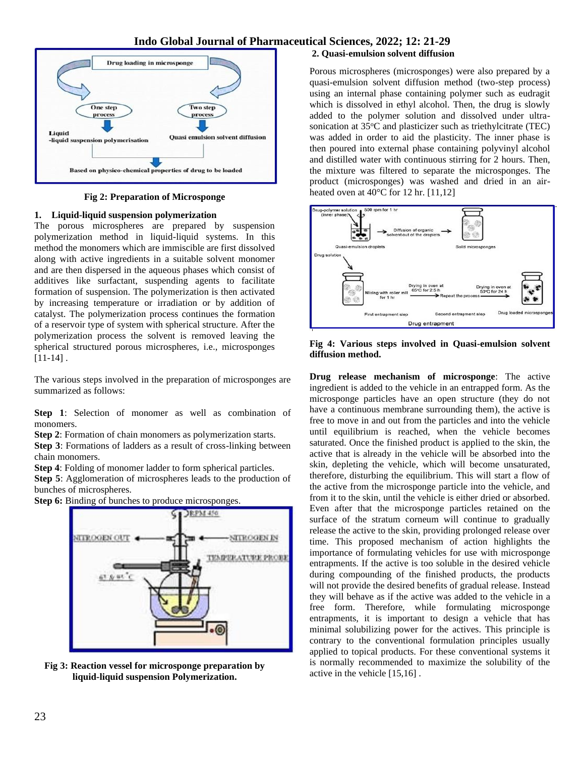Fig 2: Preparation of Microsponge

### 1. Liquid-liquid suspension polymerization

The porous microspheres are prepared by suspension polymerization method in liquid-liquid systems. In this method the monomers which are immiscible are first dissolved along with active ingredients in a suitable solvent monomer and are then dispersed in the aqueous phases which consist of additives like surfactant, suspending agents to facilitate formation of suspension. The polymerization is then activated by increasing temperature or irradiation or by addition of catalyst. The polymerization process continues the formation of a reservoir type of system with spherical structure. After the polymerization process the solvent is removed leaving the spherical structured porous microspheres, i.e., microsponges [11-14] .

The various steps involved in the preparation of microsponges are summarized as follows:

**Step 1**: Selection of monomer as well as combination of monomers.
**Step 2**: Formation of chain monomers as polymerization starts.
**Step 3**: Formations of ladders as a result of cross-linking between chain monomers.
**Step 4**: Folding of monomer ladder to form spherical particles.
**Step 5**: Agglomeration of microspheres leads to the production of bunches of microspheres.
**Step 6:** Binding of bunches to produce microsponges.

Fig 3: Reaction vessel for microsponge preparation by liquid-liquid suspension Polymerization.

### 2. Quasi-emulsion solvent diffusion

Porous microspheres (microsponges) were also prepared by a quasi-emulsion solvent diffusion method (two-step process) using an internal phase containing polymer such as eudragit which is dissolved in ethyl alcohol. Then, the drug is slowly added to the polymer solution and dissolved under ultra-sonication at 35°C and plasticizer such as triethylcitrate (TEC) was added in order to aid the plasticity. The inner phase is then poured into external phase containing polyvinyl alcohol and distilled water with continuous stirring for 2 hours. Then, the mixture was filtered to separate the microsponges. The product (microsponges) was washed and dried in an air-heated oven at 40°C for 12 hr. [11,12]

Fig 4: Various steps involved in Quasi-emulsion solvent diffusion method.

**Drug release mechanism of microsponge**: The active ingredient is added to the vehicle in an entrapped form. As the microsponge particles have an open structure (they do not have a continuous membrane surrounding them), the active is free to move in and out from the particles and into the vehicle until equilibrium is reached, when the vehicle becomes saturated. Once the finished product is applied to the skin, the active that is already in the vehicle will be absorbed into the skin, depleting the vehicle, which will become unsaturated, therefore, disturbing the equilibrium. This will start a flow of the active from the microsponge particle into the vehicle, and from it to the skin, until the vehicle is either dried or absorbed. Even after that the microsponge particles retained on the surface of the stratum corneum will continue to gradually release the active to the skin, providing prolonged release over time. This proposed mechanism of action highlights the importance of formulating vehicles for use with microsponge entrapments. If the active is too soluble in the desired vehicle during compounding of the finished products, the products will not provide the desired benefits of gradual release. Instead they will behave as if the active was added to the vehicle in a free form. Therefore, while formulating microsponge entrapments, it is important to design a vehicle that has minimal solubilizing power for the actives. This principle is contrary to the conventional formulation principles usually applied to topical products. For these conventional systems it is normally recommended to maximize the solubility of the active in the vehicle [15,16] .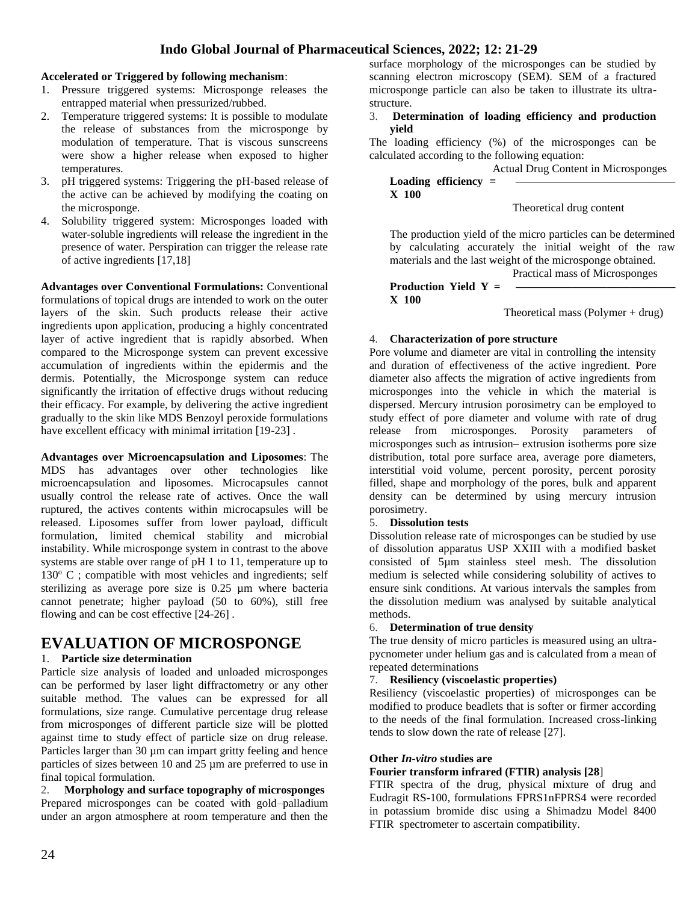**Accelerated or Triggered by following mechanism**:

1. Pressure triggered systems: Microsponge releases the entrapped material when pressurized/rubbed.
2. Temperature triggered systems: It is possible to modulate the release of substances from the microsponge by modulation of temperature. That is viscous sunscreens were show a higher release when exposed to higher temperatures.
3. pH triggered systems: Triggering the pH-based release of the active can be achieved by modifying the coating on the microsponge.
4. Solubility triggered system: Microsponges loaded with water-soluble ingredients will release the ingredient in the presence of water. Perspiration can trigger the release rate of active ingredients [17,18]

**Advantages over Conventional Formulations:** Conventional formulations of topical drugs are intended to work on the outer layers of the skin. Such products release their active ingredients upon application, producing a highly concentrated layer of active ingredient that is rapidly absorbed. When compared to the Microsponge system can prevent excessive accumulation of ingredients within the epidermis and the dermis. Potentially, the Microsponge system can reduce significantly the irritation of effective drugs without reducing their efficacy. For example, by delivering the active ingredient gradually to the skin like MDS Benzoyl peroxide formulations have excellent efficacy with minimal irritation [19-23] .

**Advantages over Microencapsulation and Liposomes**: The MDS has advantages over other technologies like microencapsulation and liposomes. Microcapsules cannot usually control the release rate of actives. Once the wall ruptured, the actives contents within microcapsules will be released. Liposomes suffer from lower payload, difficult formulation, limited chemical stability and microbial instability. While microsponge system in contrast to the above systems are stable over range of pH 1 to 11, temperature up to 130º C ; compatible with most vehicles and ingredients; self sterilizing as average pore size is 0.25 µm where bacteria cannot penetrate; higher payload (50 to 60%), still free flowing and can be cost effective [24-26] .

# EVALUATION OF MICROSPONGE

1. **Particle size determination**

Particle size analysis of loaded and unloaded microsponges can be performed by laser light diffractometry or any other suitable method. The values can be expressed for all formulations, size range. Cumulative percentage drug release from microsponges of different particle size will be plotted against time to study effect of particle size on drug release. Particles larger than 30 µm can impart gritty feeling and hence particles of sizes between 10 and 25 µm are preferred to use in final topical formulation.

2. **Morphology and surface topography of microsponges**

Prepared microsponges can be coated with gold–palladium under an argon atmosphere at room temperature and then the surface morphology of the microsponges can be studied by scanning electron microscopy (SEM). SEM of a fractured microsponge particle can also be taken to illustrate its ultra-structure.

3. **Determination of loading efficiency and production yield**

The loading efficiency (%) of the microsponges can be calculated according to the following equation:

$$\text{Loading efficiency} = \frac{\text{Actual Drug Content in Microsponges}}{\text{Theoretical drug content}} \times 100$$

The production yield of the micro particles can be determined by calculating accurately the initial weight of the raw materials and the last weight of the microsponge obtained.

$$\text{Production Yield } Y = \frac{\text{Practical mass of Microsponges}}{\text{Theoretical mass (Polymer + drug)}} \times 100$$

4. **Characterization of pore structure**

Pore volume and diameter are vital in controlling the intensity and duration of effectiveness of the active ingredient. Pore diameter also affects the migration of active ingredients from microsponges into the vehicle in which the material is dispersed. Mercury intrusion porosimetry can be employed to study effect of pore diameter and volume with rate of drug release from microsponges. Porosity parameters of microsponges such as intrusion– extrusion isotherms pore size distribution, total pore surface area, average pore diameters, interstitial void volume, percent porosity, percent porosity filled, shape and morphology of the pores, bulk and apparent density can be determined by using mercury intrusion porosimetry.

5. **Dissolution tests**

Dissolution release rate of microsponges can be studied by use of dissolution apparatus USP XXIII with a modified basket consisted of 5µm stainless steel mesh. The dissolution medium is selected while considering solubility of actives to ensure sink conditions. At various intervals the samples from the dissolution medium was analysed by suitable analytical methods.

6. **Determination of true density**

The true density of micro particles is measured using an ultra-pycnometer under helium gas and is calculated from a mean of repeated determinations

7. **Resiliency (viscoelastic properties)**

Resiliency (viscoelastic properties) of microsponges can be modified to produce beadlets that is softer or firmer according to the needs of the final formulation. Increased cross-linking tends to slow down the rate of release [27].

**Other *In-vitro* studies are**

**Fourier transform infrared (FTIR) analysis [28]**

FTIR spectra of the drug, physical mixture of drug and Eudragit RS-100, formulations FPRS1nFPRS4 were recorded in potassium bromide disc using a Shimadzu Model 8400 FTIR spectrometer to ascertain compatibility.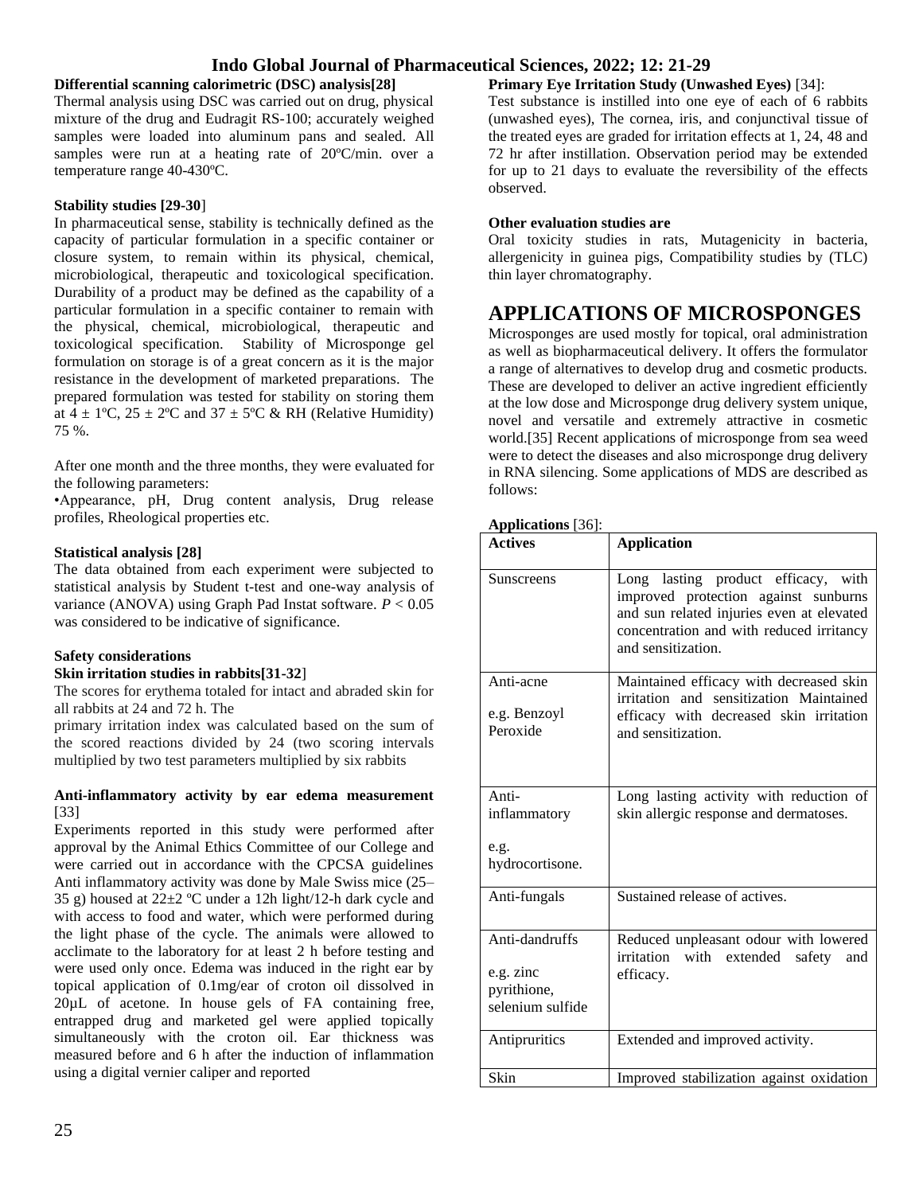**Differential scanning calorimetric (DSC) analysis[28]**

Thermal analysis using DSC was carried out on drug, physical mixture of the drug and Eudragit RS-100; accurately weighed samples were loaded into aluminum pans and sealed. All samples were run at a heating rate of 20ºC/min. over a temperature range 40-430ºC.

**Stability studies [29-30]**

In pharmaceutical sense, stability is technically defined as the capacity of particular formulation in a specific container or closure system, to remain within its physical, chemical, microbiological, therapeutic and toxicological specification. Durability of a product may be defined as the capability of a particular formulation in a specific container to remain with the physical, chemical, microbiological, therapeutic and toxicological specification. Stability of Microsponge gel formulation on storage is of a great concern as it is the major resistance in the development of marketed preparations. The prepared formulation was tested for stability on storing them at 4 ± 1ºC, 25 ± 2ºC and 37 ± 5ºC & RH (Relative Humidity) 75 %.

After one month and the three months, they were evaluated for the following parameters:

•Appearance, pH, Drug content analysis, Drug release profiles, Rheological properties etc.

**Statistical analysis [28]**

The data obtained from each experiment were subjected to statistical analysis by Student t-test and one-way analysis of variance (ANOVA) using Graph Pad Instat software. $P < 0.05$ was considered to be indicative of significance.

**Safety considerations**

**Skin irritation studies in rabbits[31-32]**

The scores for erythema totaled for intact and abraded skin for all rabbits at 24 and 72 h. The

primary irritation index was calculated based on the sum of the scored reactions divided by 24 (two scoring intervals multiplied by two test parameters multiplied by six rabbits

**Anti-inflammatory activity by ear edema measurement** [33]

Experiments reported in this study were performed after approval by the Animal Ethics Committee of our College and were carried out in accordance with the CPCSA guidelines Anti inflammatory activity was done by Male Swiss mice (25–35 g) housed at 22±2 ºC under a 12h light/12-h dark cycle and with access to food and water, which were performed during the light phase of the cycle. The animals were allowed to acclimate to the laboratory for at least 2 h before testing and were used only once. Edema was induced in the right ear by topical application of 0.1mg/ear of croton oil dissolved in 20µL of acetone. In house gels of FA containing free, entrapped drug and marketed gel were applied topically simultaneously with the croton oil. Ear thickness was measured before and 6 h after the induction of inflammation using a digital vernier caliper and reported

**Primary Eye Irritation Study (Unwashed Eyes)** [34]:

Test substance is instilled into one eye of each of 6 rabbits (unwashed eyes), The cornea, iris, and conjunctival tissue of the treated eyes are graded for irritation effects at 1, 24, 48 and 72 hr after instillation. Observation period may be extended for up to 21 days to evaluate the reversibility of the effects observed.

**Other evaluation studies are**

Oral toxicity studies in rats, Mutagenicity in bacteria, allergenicity in guinea pigs, Compatibility studies by (TLC) thin layer chromatography.

# APPLICATIONS OF MICROSPONGES

Microsponges are used mostly for topical, oral administration as well as biopharmaceutical delivery. It offers the formulator a range of alternatives to develop drug and cosmetic products. These are developed to deliver an active ingredient efficiently at the low dose and Microsponge drug delivery system unique, novel and versatile and extremely attractive in cosmetic world.[35] Recent applications of microsponge from sea weed were to detect the diseases and also microsponge drug delivery in RNA silencing. Some applications of MDS are described as follows:

**Applications** [36]:

| **Actives** | **Application** |
|---|---|
| Sunscreens | Long lasting product efficacy, with improved protection against sunburns and sun related injuries even at elevated concentration and with reduced irritancy and sensitization. |
| Anti-acne<br><br>e.g. Benzoyl Peroxide | Maintained efficacy with decreased skin irritation and sensitization Maintained efficacy with decreased skin irritation and sensitization. |
| Anti-inflammatory<br><br>e.g. hydrocortisone. | Long lasting activity with reduction of skin allergic response and dermatoses. |
| Anti-fungals | Sustained release of actives. |
| Anti-dandruffs<br><br>e.g. zinc pyrithione, selenium sulfide | Reduced unpleasant odour with lowered irritation with extended safety and efficacy. |
| Antipruritics | Extended and improved activity. |
| Skin | Improved stabilization against oxidation |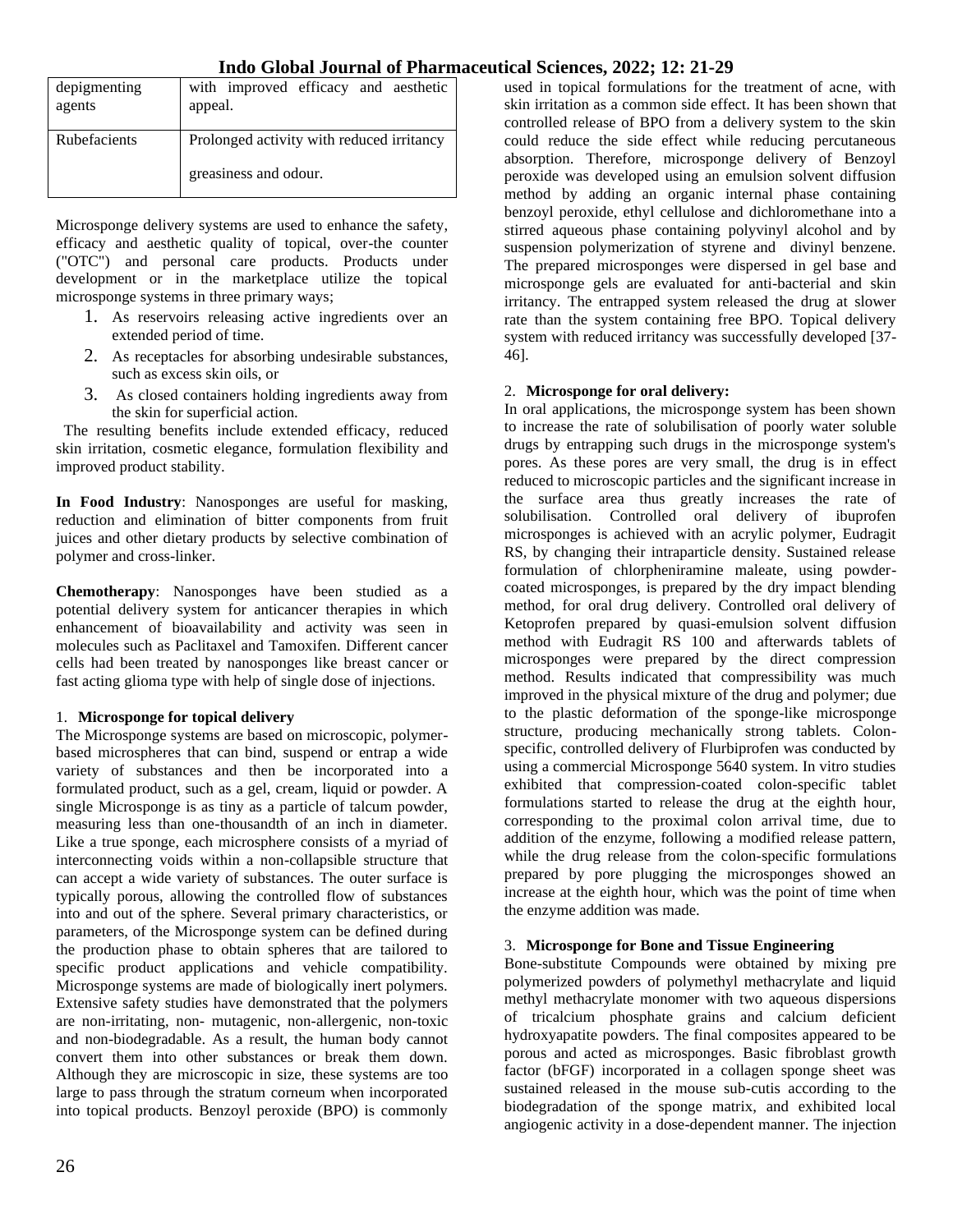| depigmenting agents | with improved efficacy and aesthetic appeal. |
| --- | --- |
| Rubefacients | Prolonged activity with reduced irritancy greasiness and odour. |

Microsponge delivery systems are used to enhance the safety, efficacy and aesthetic quality of topical, over-the counter ("OTC") and personal care products. Products under development or in the marketplace utilize the topical microsponge systems in three primary ways;

1. As reservoirs releasing active ingredients over an extended period of time.
2. As receptacles for absorbing undesirable substances, such as excess skin oils, or
3. As closed containers holding ingredients away from the skin for superficial action.

The resulting benefits include extended efficacy, reduced skin irritation, cosmetic elegance, formulation flexibility and improved product stability.

**In Food Industry**: Nanosponges are useful for masking, reduction and elimination of bitter components from fruit juices and other dietary products by selective combination of polymer and cross-linker.

**Chemotherapy**: Nanosponges have been studied as a potential delivery system for anticancer therapies in which enhancement of bioavailability and activity was seen in molecules such as Paclitaxel and Tamoxifen. Different cancer cells had been treated by nanosponges like breast cancer or fast acting glioma type with help of single dose of injections.

1. **Microsponge for topical delivery**

The Microsponge systems are based on microscopic, polymer-based microspheres that can bind, suspend or entrap a wide variety of substances and then be incorporated into a formulated product, such as a gel, cream, liquid or powder. A single Microsponge is as tiny as a particle of talcum powder, measuring less than one-thousandth of an inch in diameter. Like a true sponge, each microsphere consists of a myriad of interconnecting voids within a non-collapsible structure that can accept a wide variety of substances. The outer surface is typically porous, allowing the controlled flow of substances into and out of the sphere. Several primary characteristics, or parameters, of the Microsponge system can be defined during the production phase to obtain spheres that are tailored to specific product applications and vehicle compatibility. Microsponge systems are made of biologically inert polymers. Extensive safety studies have demonstrated that the polymers are non-irritating, non- mutagenic, non-allergenic, non-toxic and non-biodegradable. As a result, the human body cannot convert them into other substances or break them down. Although they are microscopic in size, these systems are too large to pass through the stratum corneum when incorporated into topical products. Benzoyl peroxide (BPO) is commonly used in topical formulations for the treatment of acne, with skin irritation as a common side effect. It has been shown that controlled release of BPO from a delivery system to the skin could reduce the side effect while reducing percutaneous absorption. Therefore, microsponge delivery of Benzoyl peroxide was developed using an emulsion solvent diffusion method by adding an organic internal phase containing benzoyl peroxide, ethyl cellulose and dichloromethane into a stirred aqueous phase containing polyvinyl alcohol and by suspension polymerization of styrene and divinyl benzene. The prepared microsponges were dispersed in gel base and microsponge gels are evaluated for anti-bacterial and skin irritancy. The entrapped system released the drug at slower rate than the system containing free BPO. Topical delivery system with reduced irritancy was successfully developed [37-46].

2. **Microsponge for oral delivery:**

In oral applications, the microsponge system has been shown to increase the rate of solubilisation of poorly water soluble drugs by entrapping such drugs in the microsponge system's pores. As these pores are very small, the drug is in effect reduced to microscopic particles and the significant increase in the surface area thus greatly increases the rate of solubilisation. Controlled oral delivery of ibuprofen microsponges is achieved with an acrylic polymer, Eudragit RS, by changing their intraparticle density. Sustained release formulation of chlorpheniramine maleate, using powder-coated microsponges, is prepared by the dry impact blending method, for oral drug delivery. Controlled oral delivery of Ketoprofen prepared by quasi-emulsion solvent diffusion method with Eudragit RS 100 and afterwards tablets of microsponges were prepared by the direct compression method. Results indicated that compressibility was much improved in the physical mixture of the drug and polymer; due to the plastic deformation of the sponge-like microsponge structure, producing mechanically strong tablets. Colon-specific, controlled delivery of Flurbiprofen was conducted by using a commercial Microsponge 5640 system. In vitro studies exhibited that compression-coated colon-specific tablet formulations started to release the drug at the eighth hour, corresponding to the proximal colon arrival time, due to addition of the enzyme, following a modified release pattern, while the drug release from the colon-specific formulations prepared by pore plugging the microsponges showed an increase at the eighth hour, which was the point of time when the enzyme addition was made.

3. **Microsponge for Bone and Tissue Engineering**

Bone-substitute Compounds were obtained by mixing pre polymerized powders of polymethyl methacrylate and liquid methyl methacrylate monomer with two aqueous dispersions of tricalcium phosphate grains and calcium deficient hydroxyapatite powders. The final composites appeared to be porous and acted as microsponges. Basic fibroblast growth factor (bFGF) incorporated in a collagen sponge sheet was sustained released in the mouse sub-cutis according to the biodegradation of the sponge matrix, and exhibited local angiogenic activity in a dose-dependent manner. The injection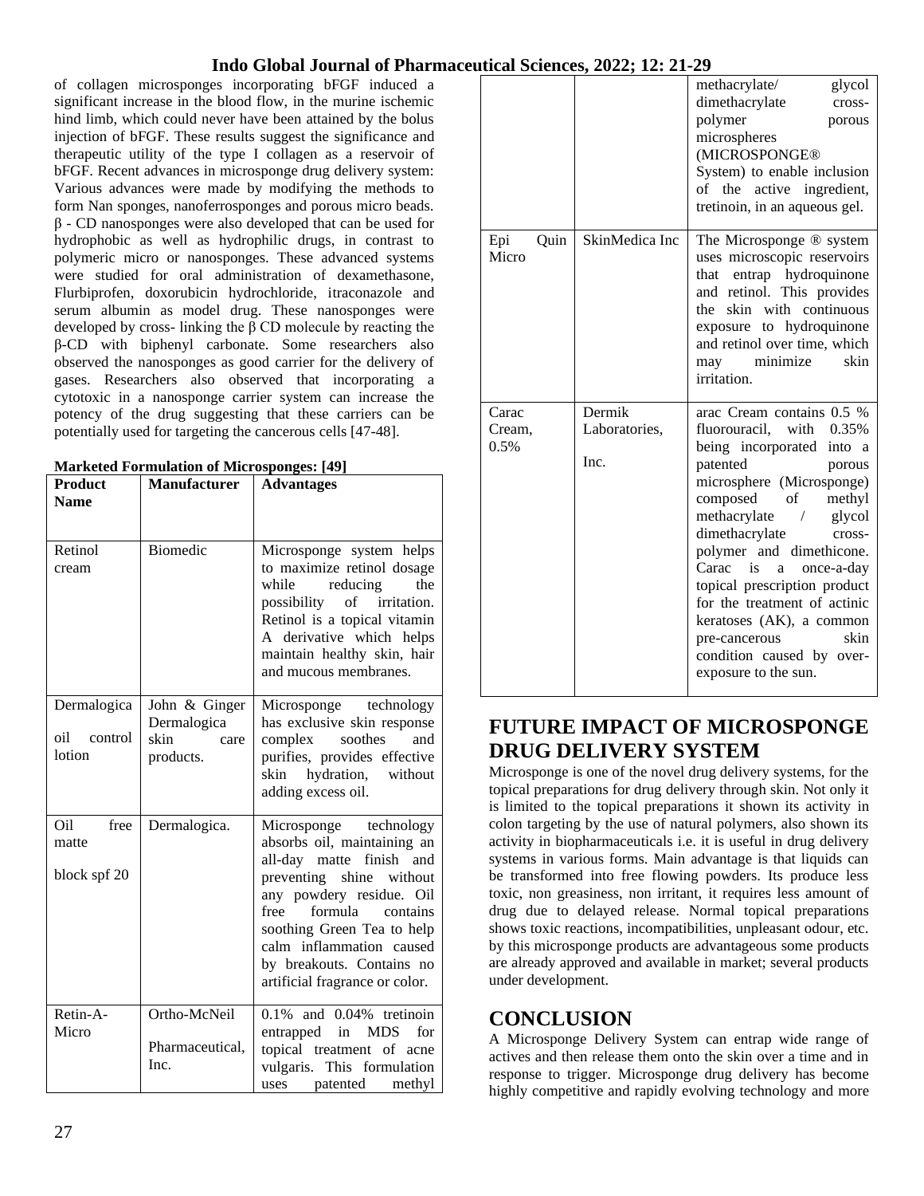of collagen microsponges incorporating bFGF induced a significant increase in the blood flow, in the murine ischemic hind limb, which could never have been attained by the bolus injection of bFGF. These results suggest the significance and therapeutic utility of the type I collagen as a reservoir of bFGF. Recent advances in microsponge drug delivery system: Various advances were made by modifying the methods to form Nan sponges, nanoferrosponges and porous micro beads. β - CD nanosponges were also developed that can be used for hydrophobic as well as hydrophilic drugs, in contrast to polymeric micro or nanosponges. These advanced systems were studied for oral administration of dexamethasone, Flurbiprofen, doxorubicin hydrochloride, itraconazole and serum albumin as model drug. These nanosponges were developed by cross- linking the β CD molecule by reacting the β-CD with biphenyl carbonate. Some researchers also observed the nanosponges as good carrier for the delivery of gases. Researchers also observed that incorporating a cytotoxic in a nanosponge carrier system can increase the potency of the drug suggesting that these carriers can be potentially used for targeting the cancerous cells [47-48].

**Marketed Formulation of Microsponges: [49]**

| Product Name | Manufacturer | Advantages |
|---|---|---|
| Retinol cream | Biomedic | Microsponge system helps to maximize retinol dosage while reducing the possibility of irritation. Retinol is a topical vitamin A derivative which helps maintain healthy skin, hair and mucous membranes. |
| Dermalogica oil control lotion | John & Ginger Dermalogica skin care products. | Microsponge technology has exclusive skin response complex soothes and purifies, provides effective skin hydration, without adding excess oil. |
| Oil free matte block spf 20 | Dermalogica. | Microsponge technology absorbs oil, maintaining an all-day matte finish and preventing shine without any powdery residue. Oil free formula contains soothing Green Tea to help calm inflammation caused by breakouts. Contains no artificial fragrance or color. |
| Retin-A-Micro | Ortho-McNeil Pharmaceutical, Inc. | 0.1% and 0.04% tretinoin entrapped in MDS for topical treatment of acne vulgaris. This formulation uses patented methyl methacrylate/ glycol dimethacrylate cross-polymer porous microspheres (MICROSPONGE® System) to enable inclusion of the active ingredient, tretinoin, in an aqueous gel. |
| Epi Quin Micro | SkinMedica Inc | The Microsponge ® system uses microscopic reservoirs that entrap hydroquinone and retinol. This provides the skin with continuous exposure to hydroquinone and retinol over time, which may minimize skin irritation. |
| Carac Cream, 0.5% | Dermik Laboratories, Inc. | arac Cream contains 0.5 % fluorouracil, with 0.35% being incorporated into a patented porous microsphere (Microsponge) composed of methyl methacrylate / glycol dimethacrylate cross-polymer and dimethicone. Carac is a once-a-day topical prescription product for the treatment of actinic keratoses (AK), a common pre-cancerous skin condition caused by over-exposure to the sun. |

## FUTURE IMPACT OF MICROSPONGE DRUG DELIVERY SYSTEM

Microsponge is one of the novel drug delivery systems, for the topical preparations for drug delivery through skin. Not only it is limited to the topical preparations it shown its activity in colon targeting by the use of natural polymers, also shown its activity in biopharmaceuticals i.e. it is useful in drug delivery systems in various forms. Main advantage is that liquids can be transformed into free flowing powders. Its produce less toxic, non greasiness, non irritant, it requires less amount of drug due to delayed release. Normal topical preparations shows toxic reactions, incompatibilities, unpleasant odour, etc. by this microsponge products are advantageous some products are already approved and available in market; several products under development.

## CONCLUSION

A Microsponge Delivery System can entrap wide range of actives and then release them onto the skin over a time and in response to trigger. Microsponge drug delivery has become highly competitive and rapidly evolving technology and more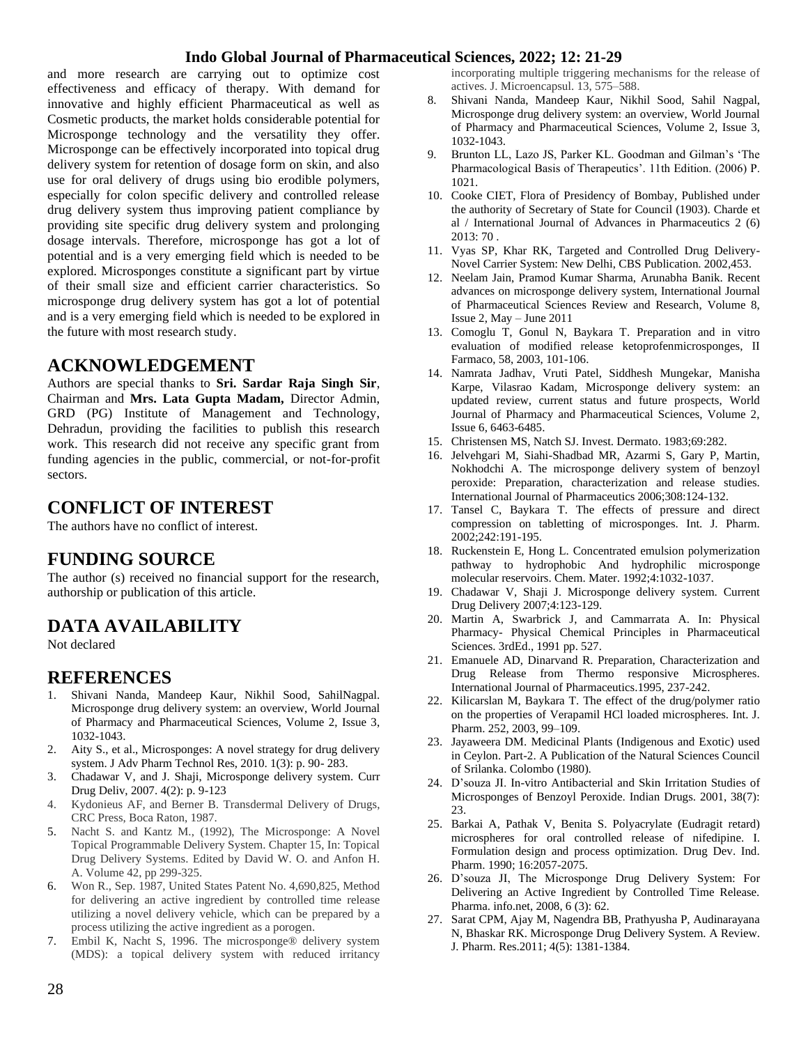and more research are carrying out to optimize cost effectiveness and efficacy of therapy. With demand for innovative and highly efficient Pharmaceutical as well as Cosmetic products, the market holds considerable potential for Microsponge technology and the versatility they offer. Microsponge can be effectively incorporated into topical drug delivery system for retention of dosage form on skin, and also use for oral delivery of drugs using bio erodible polymers, especially for colon specific delivery and controlled release drug delivery system thus improving patient compliance by providing site specific drug delivery system and prolonging dosage intervals. Therefore, microsponge has got a lot of potential and is a very emerging field which is needed to be explored. Microsponges constitute a significant part by virtue of their small size and efficient carrier characteristics. So microsponge drug delivery system has got a lot of potential and is a very emerging field which is needed to be explored in the future with most research study.

## ACKNOWLEDGEMENT

Authors are special thanks to **Sri. Sardar Raja Singh Sir**, Chairman and **Mrs. Lata Gupta Madam,** Director Admin, GRD (PG) Institute of Management and Technology, Dehradun, providing the facilities to publish this research work. This research did not receive any specific grant from funding agencies in the public, commercial, or not-for-profit sectors.

## CONFLICT OF INTEREST

The authors have no conflict of interest.

## FUNDING SOURCE

The author (s) received no financial support for the research, authorship or publication of this article.

## DATA AVAILABILITY

Not declared

## REFERENCES

1. Shivani Nanda, Mandeep Kaur, Nikhil Sood, SahilNagpal. Microsponge drug delivery system: an overview, World Journal of Pharmacy and Pharmaceutical Sciences, Volume 2, Issue 3, 1032-1043.
2. Aity S., et al., Microsponges: A novel strategy for drug delivery system. J Adv Pharm Technol Res, 2010. 1(3): p. 90- 283.
3. Chadawar V, and J. Shaji, Microsponge delivery system. Curr Drug Deliv, 2007. 4(2): p. 9-123
4. Kydonieus AF, and Berner B. Transdermal Delivery of Drugs, CRC Press, Boca Raton, 1987.
5. Nacht S. and Kantz M., (1992), The Microsponge: A Novel Topical Programmable Delivery System. Chapter 15, In: Topical Drug Delivery Systems. Edited by David W. O. and Anfon H. A. Volume 42, pp 299-325.
6. Won R., Sep. 1987, United States Patent No. 4,690,825, Method for delivering an active ingredient by controlled time release utilizing a novel delivery vehicle, which can be prepared by a process utilizing the active ingredient as a porogen.
7. Embil K, Nacht S, 1996. The microsponge® delivery system (MDS): a topical delivery system with reduced irritancy incorporating multiple triggering mechanisms for the release of actives. J. Microencapsul. 13, 575–588.
8. Shivani Nanda, Mandeep Kaur, Nikhil Sood, Sahil Nagpal, Microsponge drug delivery system: an overview, World Journal of Pharmacy and Pharmaceutical Sciences, Volume 2, Issue 3, 1032-1043.
9. Brunton LL, Lazo JS, Parker KL. Goodman and Gilman's 'The Pharmacological Basis of Therapeutics'. 11th Edition. (2006) P. 1021.
10. Cooke CIET, Flora of Presidency of Bombay, Published under the authority of Secretary of State for Council (1903). Charde et al / International Journal of Advances in Pharmaceutics 2 (6) 2013: 70 .
11. Vyas SP, Khar RK, Targeted and Controlled Drug Delivery- Novel Carrier System: New Delhi, CBS Publication. 2002,453.
12. Neelam Jain, Pramod Kumar Sharma, Arunabha Banik. Recent advances on microsponge delivery system, International Journal of Pharmaceutical Sciences Review and Research, Volume 8, Issue 2, May – June 2011
13. Comoglu T, Gonul N, Baykara T. Preparation and in vitro evaluation of modified release ketoprofenmicrosponges, II Farmaco, 58, 2003, 101-106.
14. Namrata Jadhav, Vruti Patel, Siddhesh Mungekar, Manisha Karpe, Vilasrao Kadam, Microsponge delivery system: an updated review, current status and future prospects, World Journal of Pharmacy and Pharmaceutical Sciences, Volume 2, Issue 6, 6463-6485.
15. Christensen MS, Natch SJ. Invest. Dermato. 1983;69:282.
16. Jelvehgari M, Siahi-Shadbad MR, Azarmi S, Gary P, Martin, Nokhodchi A. The microsponge delivery system of benzoyl peroxide: Preparation, characterization and release studies. International Journal of Pharmaceutics 2006;308:124-132.
17. Tansel C, Baykara T. The effects of pressure and direct compression on tabletting of microsponges. Int. J. Pharm. 2002;242:191-195.
18. Ruckenstein E, Hong L. Concentrated emulsion polymerization pathway to hydrophobic And hydrophilic microsponge molecular reservoirs. Chem. Mater. 1992;4:1032-1037.
19. Chadawar V, Shaji J. Microsponge delivery system. Current Drug Delivery 2007;4:123-129.
20. Martin A, Swarbrick J, and Cammarrata A. In: Physical Pharmacy- Physical Chemical Principles in Pharmaceutical Sciences. 3rdEd., 1991 pp. 527.
21. Emanuele AD, Dinarvand R. Preparation, Characterization and Drug Release from Thermo responsive Microspheres. International Journal of Pharmaceutics.1995, 237-242.
22. Kilicarslan M, Baykara T. The effect of the drug/polymer ratio on the properties of Verapamil HCl loaded microspheres. Int. J. Pharm. 252, 2003, 99–109.
23. Jayaweera DM. Medicinal Plants (Indigenous and Exotic) used in Ceylon. Part-2. A Publication of the Natural Sciences Council of Srilanka. Colombo (1980).
24. D'souza JI. In-vitro Antibacterial and Skin Irritation Studies of Microsponges of Benzoyl Peroxide. Indian Drugs. 2001, 38(7): 23.
25. Barkai A, Pathak V, Benita S. Polyacrylate (Eudragit retard) microspheres for oral controlled release of nifedipine. I. Formulation design and process optimization. Drug Dev. Ind. Pharm. 1990; 16:2057-2075.
26. D'souza JI, The Microsponge Drug Delivery System: For Delivering an Active Ingredient by Controlled Time Release. Pharma. info.net, 2008, 6 (3): 62.
27. Sarat CPM, Ajay M, Nagendra BB, Prathyusha P, Audinarayana N, Bhaskar RK. Microsponge Drug Delivery System. A Review. J. Pharm. Res.2011; 4(5): 1381-1384.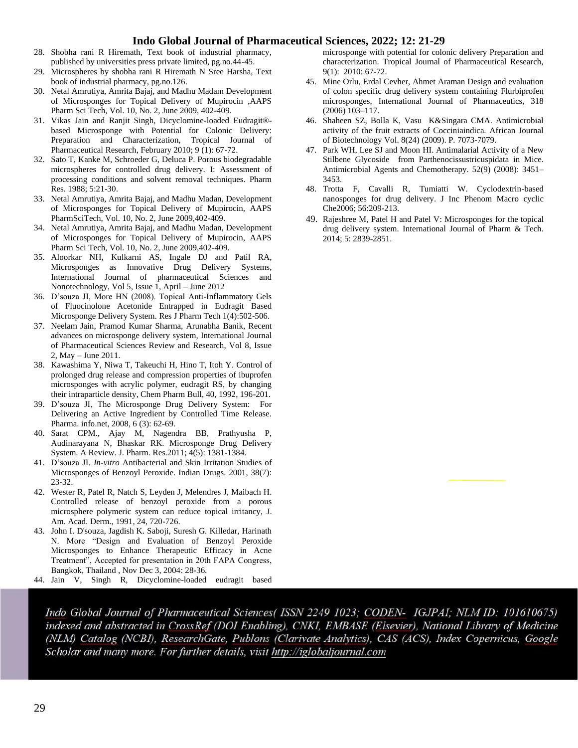28. Shobha rani R Hiremath, Text book of industrial pharmacy, published by universities press private limited, pg.no.44-45.
29. Microspheres by shobha rani R Hiremath N Sree Harsha, Text book of industrial pharmacy, pg.no.126.
30. Netal Amrutiya, Amrita Bajaj, and Madhu Madam Development of Microsponges for Topical Delivery of Mupirocin ,AAPS Pharm Sci Tech, Vol. 10, No. 2, June 2009, 402-409.
31. Vikas Jain and Ranjit Singh, Dicyclomine-loaded Eudragit®-based Microsponge with Potential for Colonic Delivery: Preparation and Characterization, Tropical Journal of Pharmaceutical Research, February 2010; 9 (1): 67-72.
32. Sato T, Kanke M, Schroeder G, Deluca P. Porous biodegradable microspheres for controlled drug delivery. I: Assessment of processing conditions and solvent removal techniques. Pharm Res. 1988; 5:21-30.
33. Netal Amrutiya, Amrita Bajaj, and Madhu Madan, Development of Microsponges for Topical Delivery of Mupirocin, AAPS PharmSciTech, Vol. 10, No. 2, June 2009,402-409.
34. Netal Amrutiya, Amrita Bajaj, and Madhu Madan, Development of Microsponges for Topical Delivery of Mupirocin, AAPS Pharm Sci Tech, Vol. 10, No. 2, June 2009,402-409.
35. Aloorkar NH, Kulkarni AS, Ingale DJ and Patil RA, Microsponges as Innovative Drug Delivery Systems, International Journal of pharmaceutical Sciences and Nonotechnology, Vol 5, Issue 1, April – June 2012
36. D'souza JI, More HN (2008). Topical Anti-Inflammatory Gels of Fluocinolone Acetonide Entrapped in Eudragit Based Microsponge Delivery System. Res J Pharm Tech 1(4):502-506.
37. Neelam Jain, Pramod Kumar Sharma, Arunabha Banik, Recent advances on microsponge delivery system, International Journal of Pharmaceutical Sciences Review and Research, Vol 8, Issue 2, May – June 2011.
38. Kawashima Y, Niwa T, Takeuchi H, Hino T, Itoh Y. Control of prolonged drug release and compression properties of ibuprofen microsponges with acrylic polymer, eudragit RS, by changing their intraparticle density, Chem Pharm Bull, 40, 1992, 196-201.
39. D'souza JI, The Microsponge Drug Delivery System: For Delivering an Active Ingredient by Controlled Time Release. Pharma. info.net, 2008, 6 (3): 62-69.
40. Sarat CPM., Ajay M, Nagendra BB, Prathyusha P, Audinarayana N, Bhaskar RK. Microsponge Drug Delivery System. A Review. J. Pharm. Res.2011; 4(5): 1381-1384.
41. D'souza JI. *In-vitro* Antibacterial and Skin Irritation Studies of Microsponges of Benzoyl Peroxide. Indian Drugs. 2001, 38(7): 23-32.
42. Wester R, Patel R, Natch S, Leyden J, Melendres J, Maibach H. Controlled release of benzoyl peroxide from a porous microsphere polymeric system can reduce topical irritancy, J. Am. Acad. Derm., 1991, 24, 720-726.
43. John I. D'souza, Jagdish K. Saboji, Suresh G. Killedar, Harinath N. More "Design and Evaluation of Benzoyl Peroxide Microsponges to Enhance Therapeutic Efficacy in Acne Treatment", Accepted for presentation in 20th FAPA Congress, Bangkok, Thailand , Nov Dec 3, 2004: 28-36.
44. Jain V, Singh R, Dicyclomine-loaded eudragit based microsponge with potential for colonic delivery Preparation and characterization. Tropical Journal of Pharmaceutical Research, 9(1): 2010: 67-72.
45. Mine Orlu, Erdal Cevher, Ahmet Araman Design and evaluation of colon specific drug delivery system containing Flurbiprofen microsponges, International Journal of Pharmaceutics, 318 (2006) 103–117.
46. Shaheen SZ, Bolla K, Vasu K&Singara CMA. Antimicrobial activity of the fruit extracts of Cocciniaindica. African Journal of Biotechnology Vol. 8(24) (2009). P. 7073-7079.
47. Park WH, Lee SJ and Moon HI. Antimalarial Activity of a New Stilbene Glycoside from Parthenocissustricuspidata in Mice. Antimicrobial Agents and Chemotherapy. 52(9) (2008): 3451–3453.
48. Trotta F, Cavalli R, Tumiatti W. Cyclodextrin-based nanosponges for drug delivery. J Inc Phenom Macro cyclic Che2006; 56:209-213.
49. Rajeshree M, Patel H and Patel V: Microsponges for the topical drug delivery system. International Journal of Pharm & Tech. 2014; 5: 2839-2851.

*Indo Global Journal of Pharmaceutical Sciences( ISSN 2249 1023; CODEN- IGJPAI; NLM ID: 101610675) indexed and abstracted in CrossRef (DOI Enabling), CNKI, EMBASE (Elsevier), National Library of Medicine (NLM) Catalog (NCBI), ResearchGate, Publons (Clarivate Analytics), CAS (ACS), Index Copernicus, Google Scholar and many more. For further details, visit http://iglobaljournal.com*